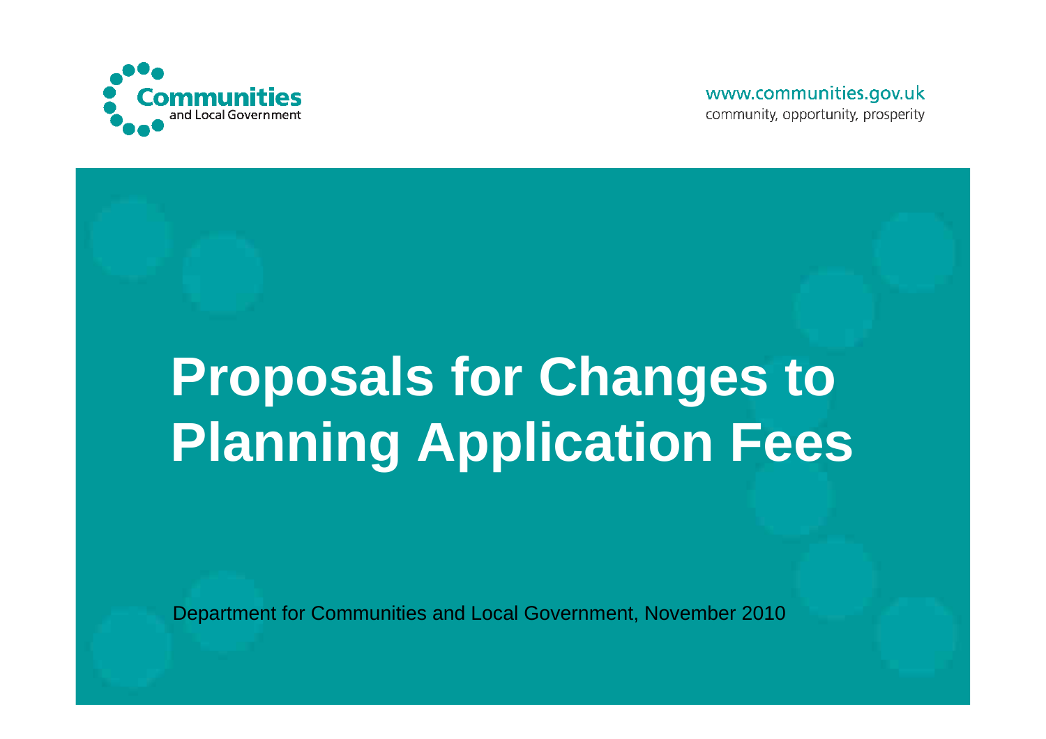Communities and Local Government

www.communities.gov.uk
community, opportunity, prosperity

# Proposals for Changes to Planning Application Fees

Department for Communities and Local Government, November 2010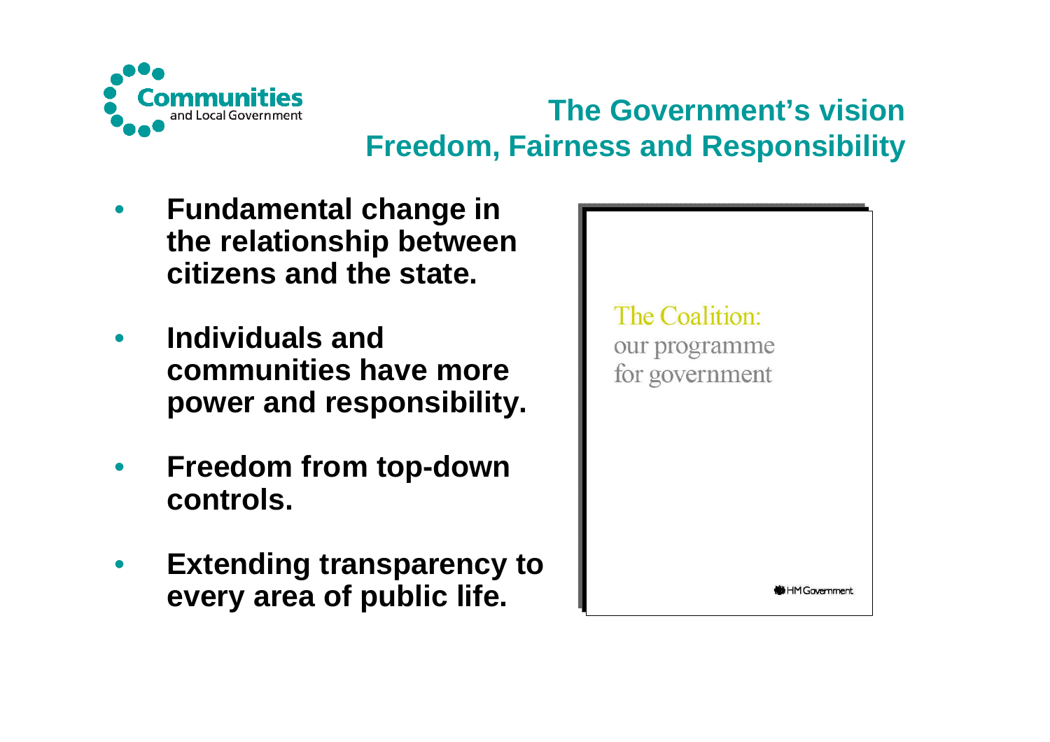## The Government's vision
## Freedom, Fairness and Responsibility

- **Fundamental change in the relationship between citizens and the state.**
- **Individuals and communities have more power and responsibility.**
- **Freedom from top-down controls.**
- **Extending transparency to every area of public life.**

The Coalition: our programme for government

HM Government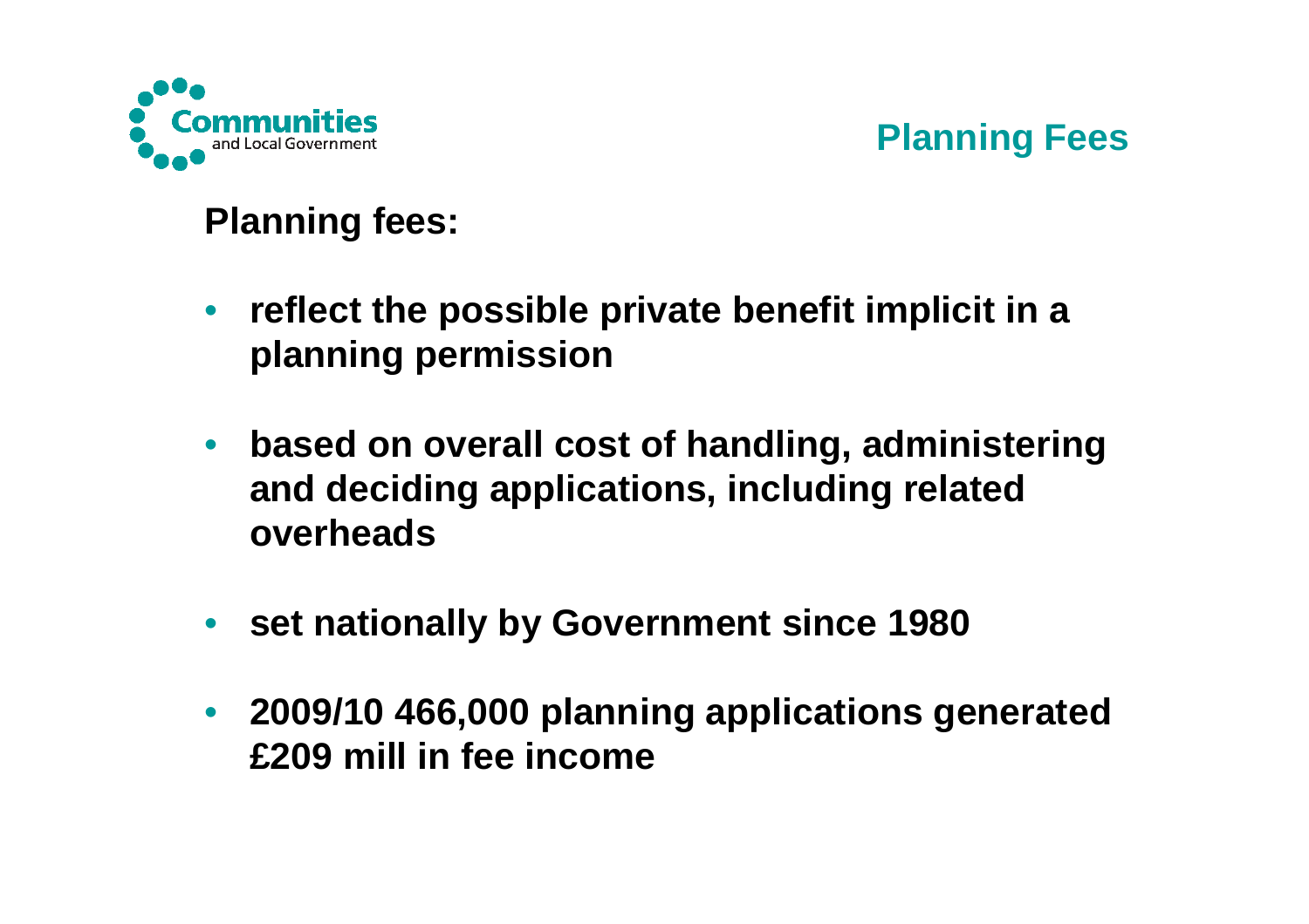## Planning Fees

**Planning fees:**

- **reflect the possible private benefit implicit in a planning permission**
- **based on overall cost of handling, administering and deciding applications, including related overheads**
- **set nationally by Government since 1980**
- **2009/10 466,000 planning applications generated £209 mill in fee income**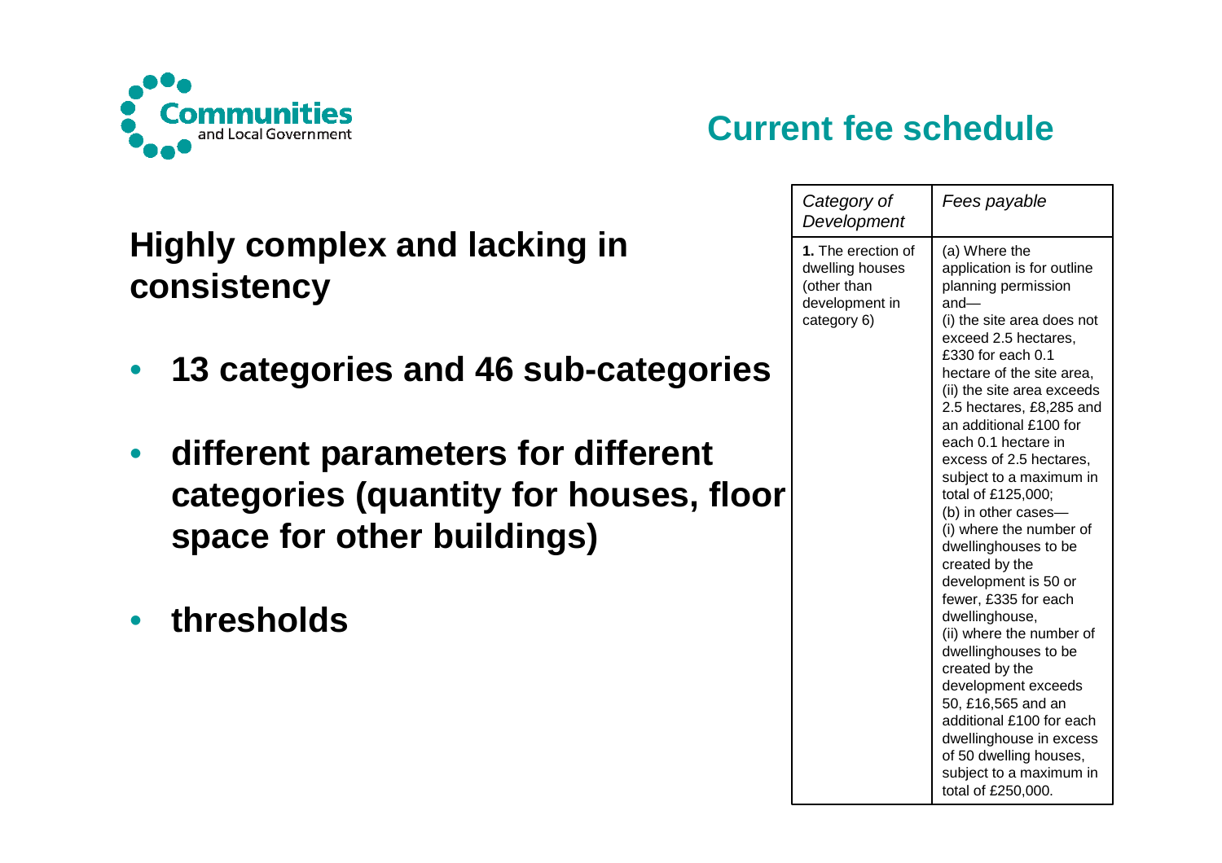## Current fee schedule

### Highly complex and lacking in consistency

- **13 categories and 46 sub-categories**
- **different parameters for different categories (quantity for houses, floor space for other buildings)**
- **thresholds**

| *Category of Development* | *Fees payable* |
|---|---|
| **1.** The erection of dwelling houses (other than development in category 6) | (a) Where the application is for outline planning permission and— (i) the site area does not exceed 2.5 hectares, £330 for each 0.1 hectare of the site area, (ii) the site area exceeds 2.5 hectares, £8,285 and an additional £100 for each 0.1 hectare in excess of 2.5 hectares, subject to a maximum in total of £125,000; (b) in other cases— (i) where the number of dwellinghouses to be created by the development is 50 or fewer, £335 for each dwellinghouse, (ii) where the number of dwellinghouses to be created by the development exceeds 50, £16,565 and an additional £100 for each dwellinghouse in excess of 50 dwelling houses, subject to a maximum in total of £250,000. |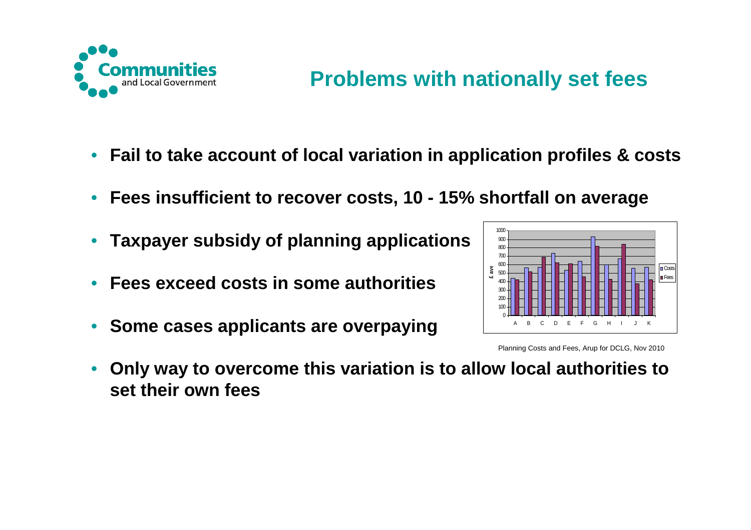## Problems with nationally set fees

- **Fail to take account of local variation in application profiles & costs**
- **Fees insufficient to recover costs, 10 - 15% shortfall on average**
- **Taxpayer subsidy of planning applications**
- **Fees exceed costs in some authorities**
- **Some cases applicants are overpaying**

Planning Costs and Fees, Arup for DCLG, Nov 2010

- **Only way to overcome this variation is to allow local authorities to set their own fees**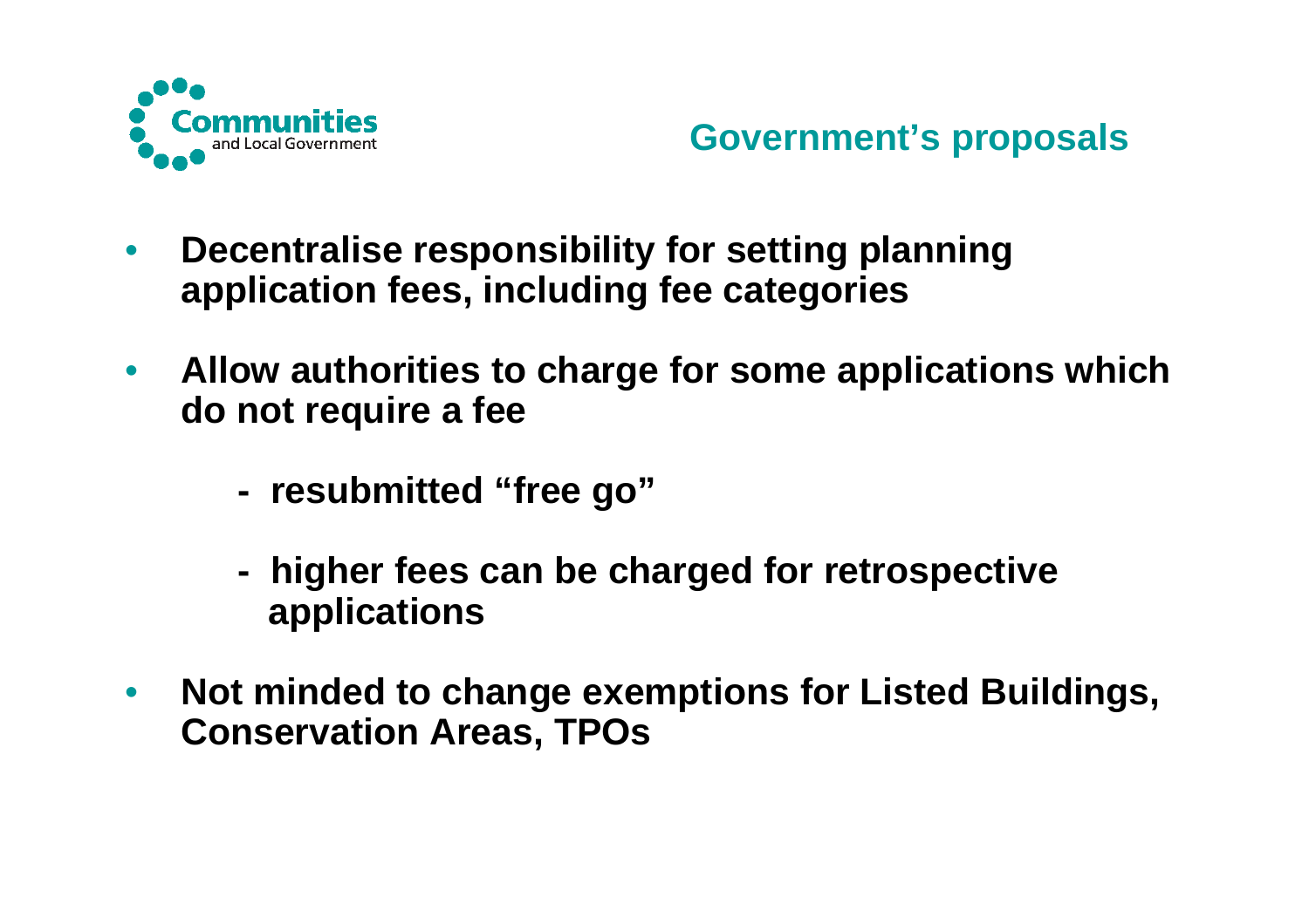## Government's proposals

- **Decentralise responsibility for setting planning application fees, including fee categories**
- **Allow authorities to charge for some applications which do not require a fee**
  - **resubmitted "free go"**
  - **higher fees can be charged for retrospective applications**
- **Not minded to change exemptions for Listed Buildings, Conservation Areas, TPOs**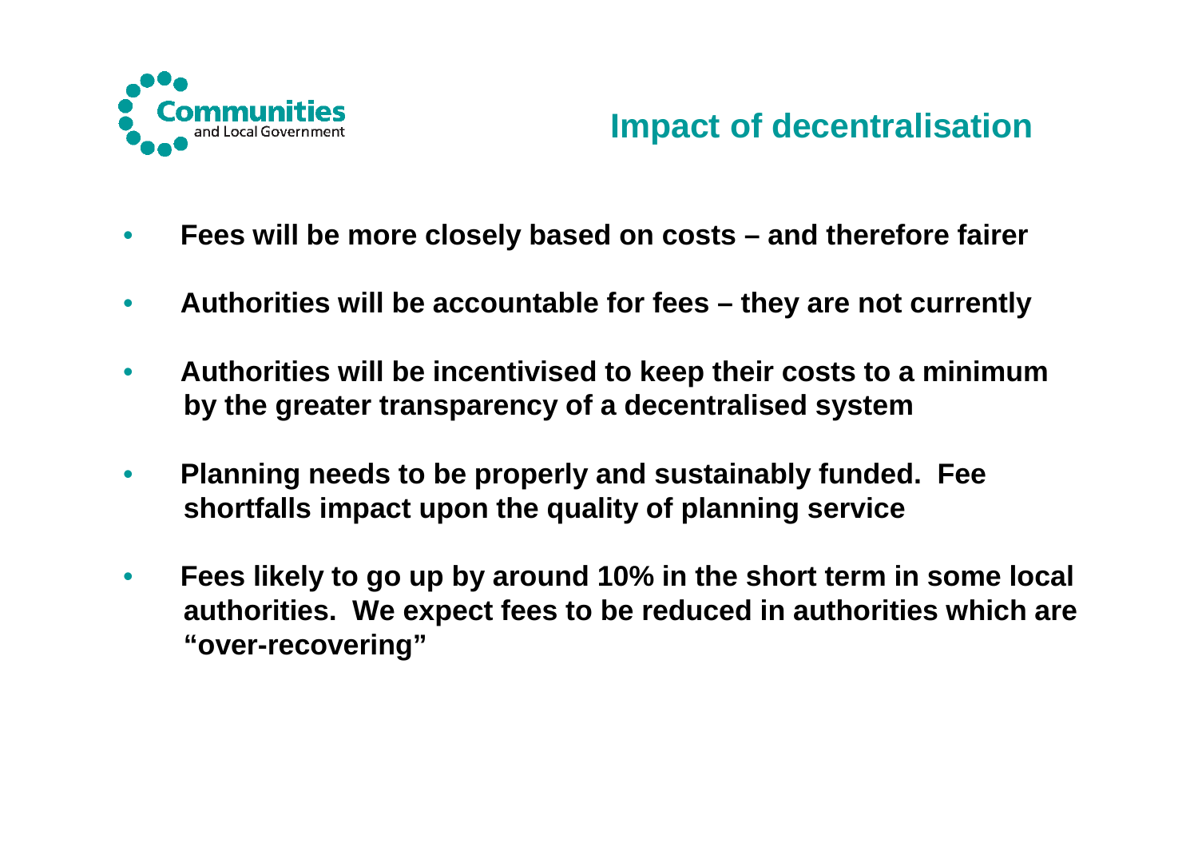# Impact of decentralisation

- **Fees will be more closely based on costs – and therefore fairer**
- **Authorities will be accountable for fees – they are not currently**
- **Authorities will be incentivised to keep their costs to a minimum by the greater transparency of a decentralised system**
- **Planning needs to be properly and sustainably funded. Fee shortfalls impact upon the quality of planning service**
- **Fees likely to go up by around 10% in the short term in some local authorities. We expect fees to be reduced in authorities which are "over-recovering"**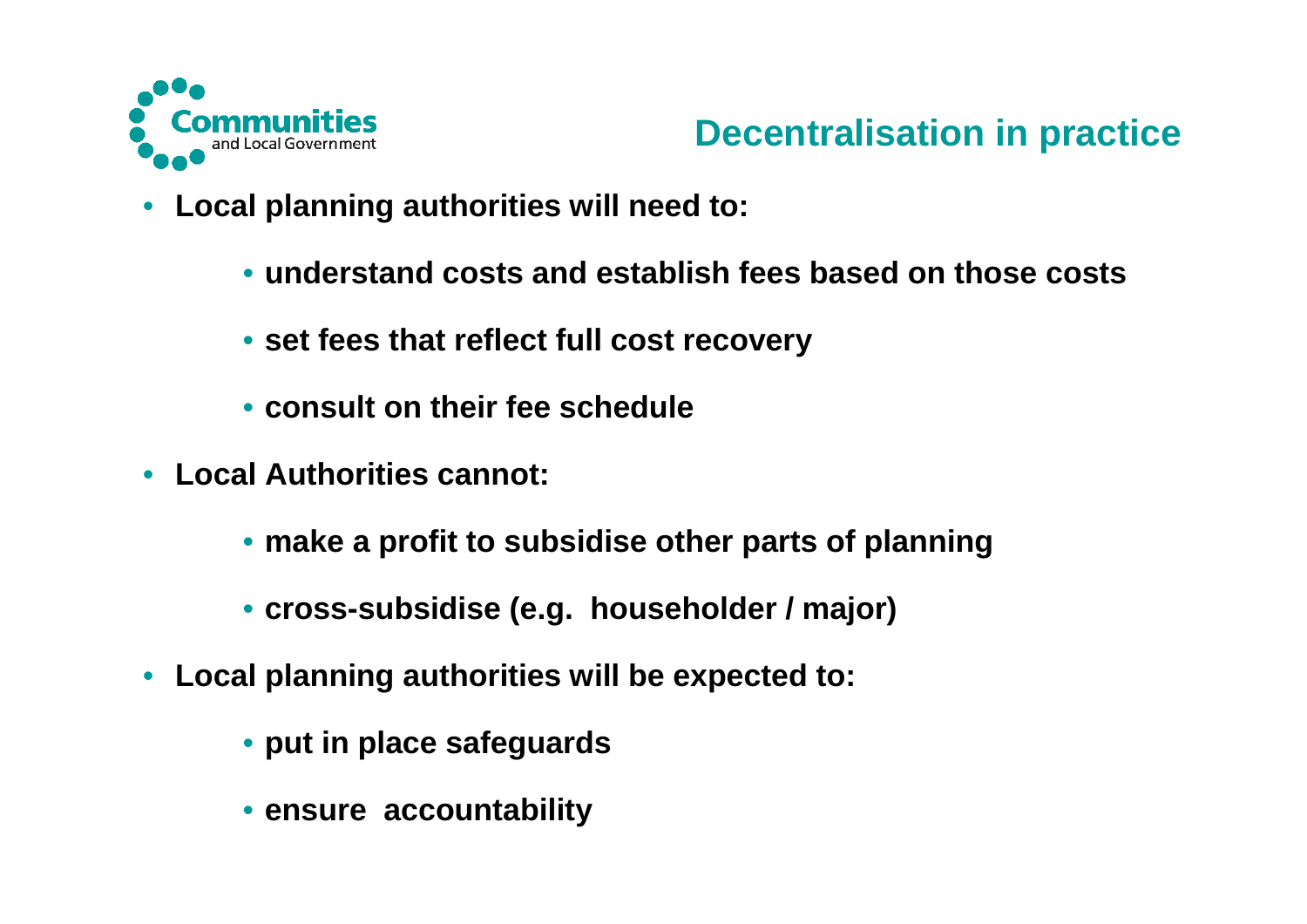# Decentralisation in practice

- **Local planning authorities will need to:**
  - **understand costs and establish fees based on those costs**
  - **set fees that reflect full cost recovery**
  - **consult on their fee schedule**
- **Local Authorities cannot:**
  - **make a profit to subsidise other parts of planning**
  - **cross-subsidise (e.g. householder / major)**
- **Local planning authorities will be expected to:**
  - **put in place safeguards**
  - **ensure accountability**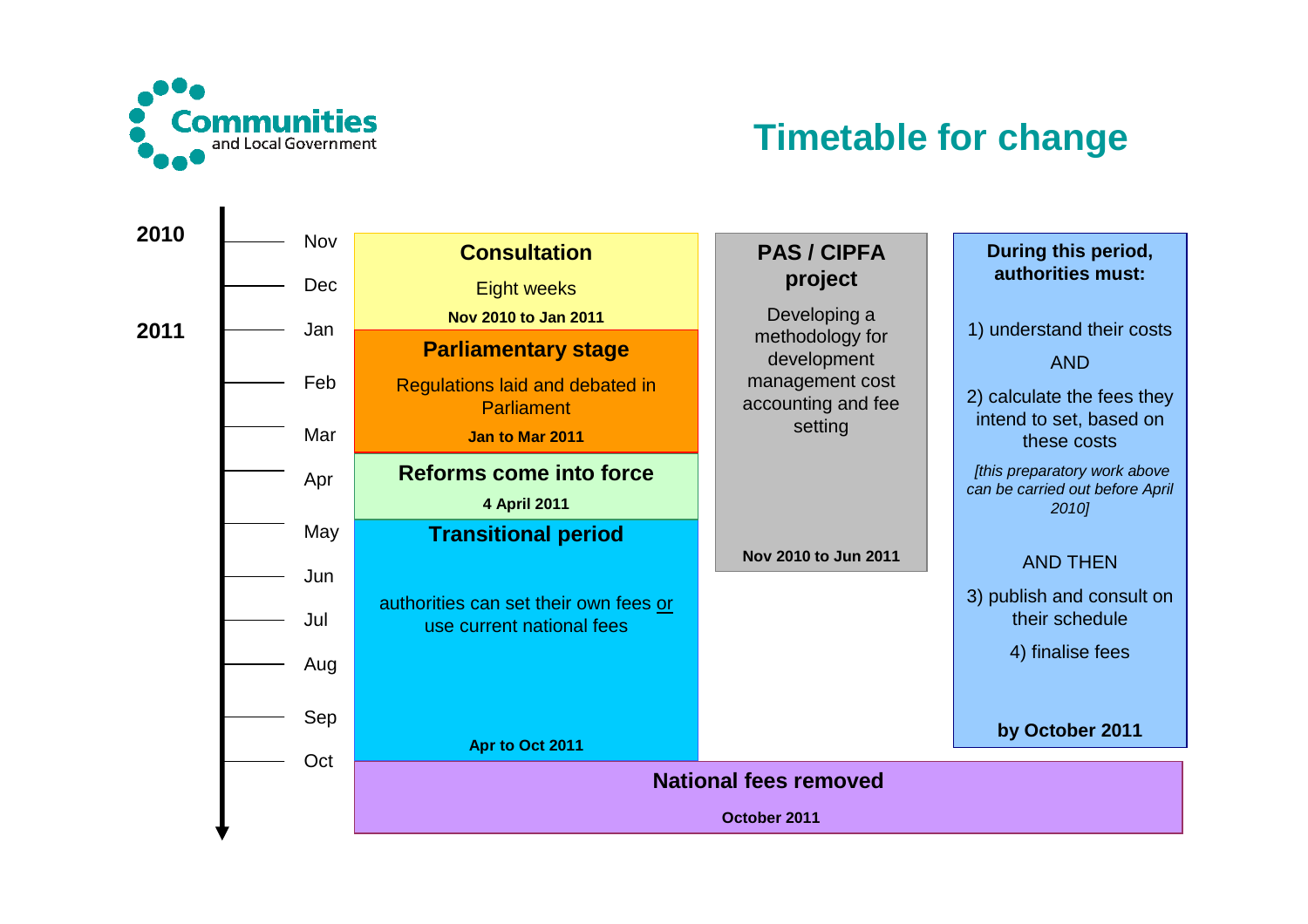## Timetable for change

**Timeline**

| Year | Month |
|---|---|
| 2010 | Nov |
| | Dec |
| 2011 | Jan |
| | Feb |
| | Mar |
| | Apr |
| | May |
| | Jun |
| | Jul |
| | Aug |
| | Sep |
| | Oct |

### Consultation

Eight weeks

**Nov 2010 to Jan 2011**

### Parliamentary stage

Regulations laid and debated in Parliament

**Jan to Mar 2011**

### Reforms come into force

**4 April 2011**

### Transitional period

authorities can set their own fees or use current national fees

**Apr to Oct 2011**

### PAS / CIPFA project

Developing a methodology for development management cost accounting and fee setting

**Nov 2010 to Jun 2011**

**During this period, authorities must:**

1) understand their costs

AND

2) calculate the fees they intend to set, based on these costs

*[this preparatory work above can be carried out before April 2010]*

AND THEN

3) publish and consult on their schedule

4) finalise fees

**by October 2011**

### National fees removed

**October 2011**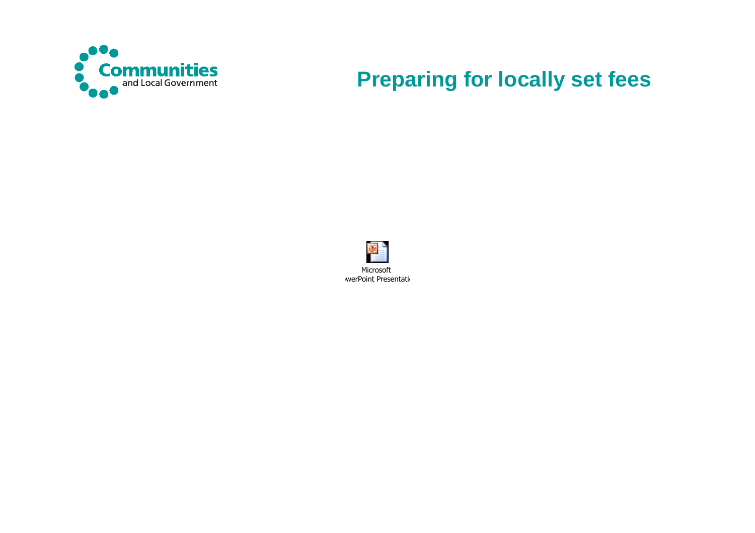# Preparing for locally set fees

Microsoft
PowerPoint Presentation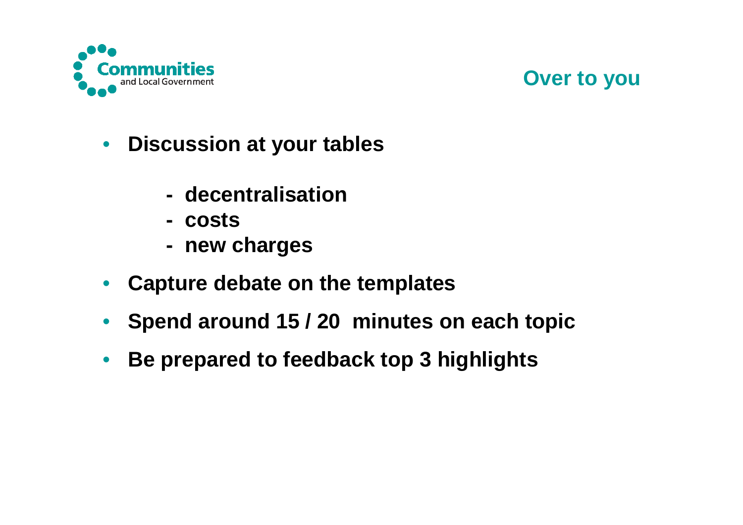## Over to you

- **Discussion at your tables**
  - **decentralisation**
  - **costs**
  - **new charges**
- **Capture debate on the templates**
- **Spend around 15 / 20 minutes on each topic**
- **Be prepared to feedback top 3 highlights**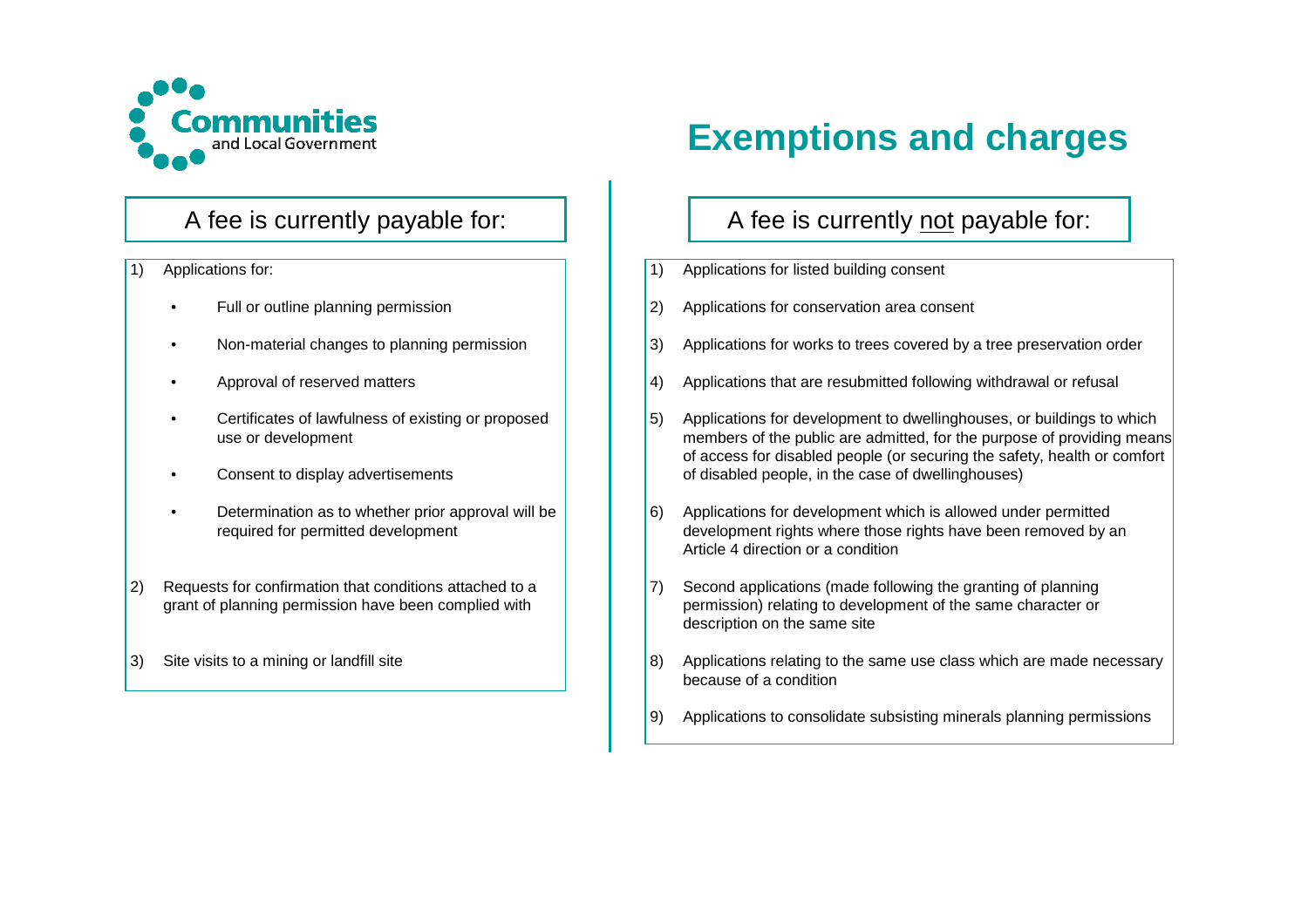Communities and Local Government

# Exemptions and charges

## A fee is currently payable for:

1) Applications for:
   - Full or outline planning permission
   - Non-material changes to planning permission
   - Approval of reserved matters
   - Certificates of lawfulness of existing or proposed use or development
   - Consent to display advertisements
   - Determination as to whether prior approval will be required for permitted development
2) Requests for confirmation that conditions attached to a grant of planning permission have been complied with
3) Site visits to a mining or landfill site

## A fee is currently not payable for:

1) Applications for listed building consent
2) Applications for conservation area consent
3) Applications for works to trees covered by a tree preservation order
4) Applications that are resubmitted following withdrawal or refusal
5) Applications for development to dwellinghouses, or buildings to which members of the public are admitted, for the purpose of providing means of access for disabled people (or securing the safety, health or comfort of disabled people, in the case of dwellinghouses)
6) Applications for development which is allowed under permitted development rights where those rights have been removed by an Article 4 direction or a condition
7) Second applications (made following the granting of planning permission) relating to development of the same character or description on the same site
8) Applications relating to the same use class which are made necessary because of a condition
9) Applications to consolidate subsisting minerals planning permissions